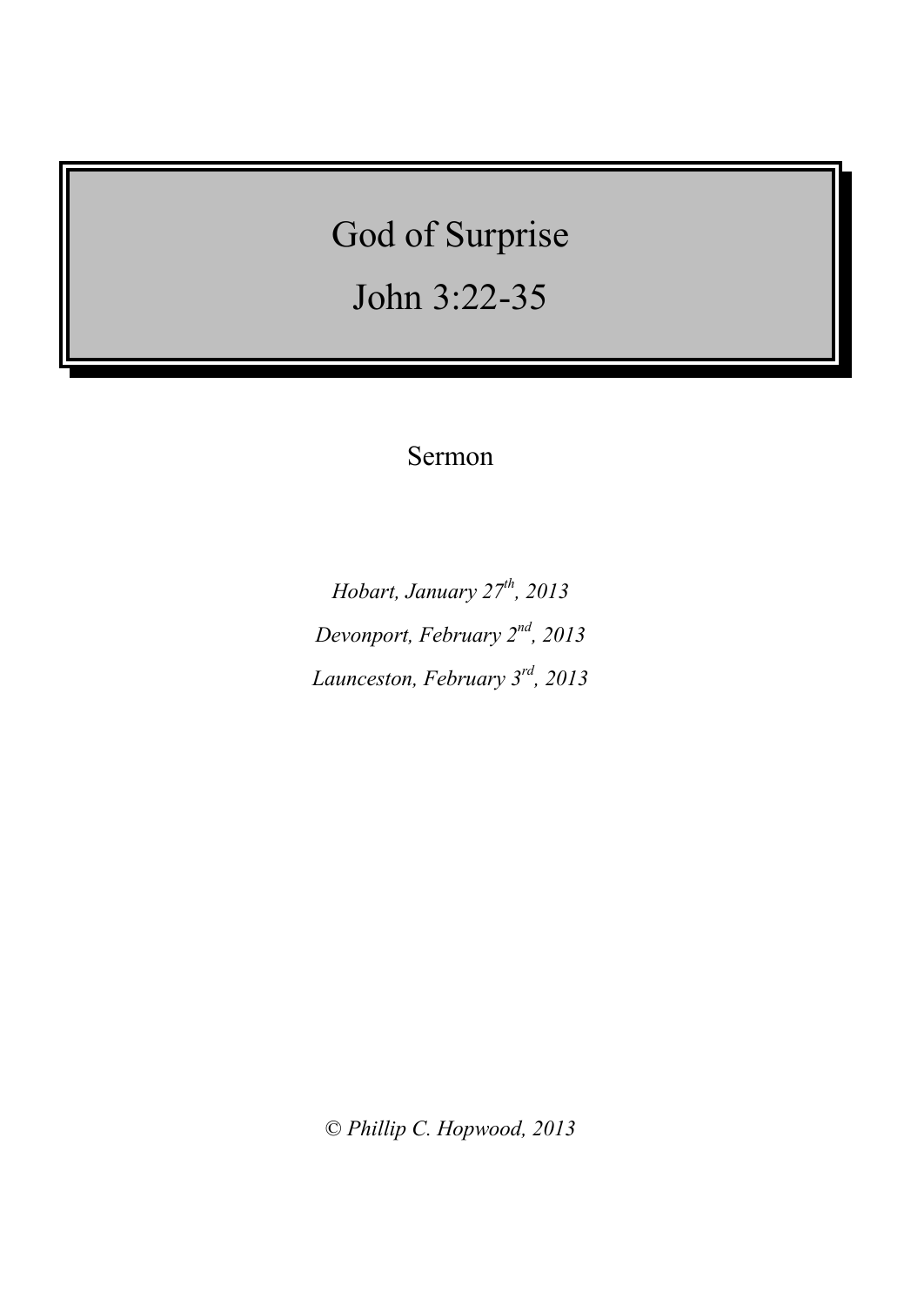# God of Surprise

# John 3:22-35

Sermon

*Hobart, January 27th, 2013*

*Devonport, February 2nd, 2013*

*Launceston, February 3rd, 2013*

*© Phillip C. Hopwood, 2013*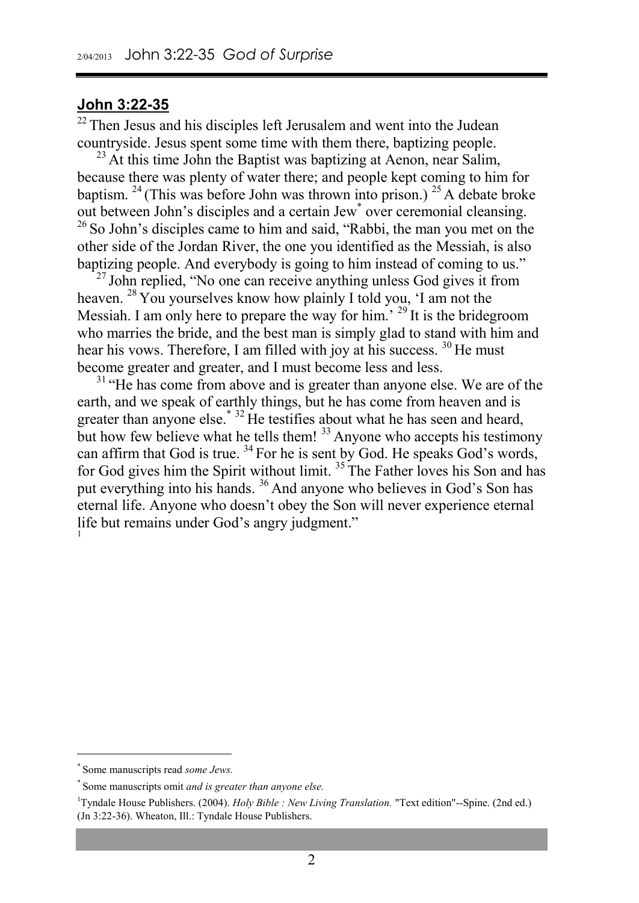## John 3:22-35

[22] Then Jesus and his disciples left Jerusalem and went into the Judean countryside. Jesus spent some time with them there, baptizing people.

[23] At this time John the Baptist was baptizing at Aenon, near Salim, because there was plenty of water there; and people kept coming to him for baptism. [24] (This was before John was thrown into prison.) [25] A debate broke out between John's disciples and a certain Jew[*] over ceremonial cleansing. [26] So John's disciples came to him and said, "Rabbi, the man you met on the other side of the Jordan River, the one you identified as the Messiah, is also baptizing people. And everybody is going to him instead of coming to us."

[27] John replied, "No one can receive anything unless God gives it from heaven. [28] You yourselves know how plainly I told you, 'I am not the Messiah. I am only here to prepare the way for him.' [29] It is the bridegroom who marries the bride, and the best man is simply glad to stand with him and hear his vows. Therefore, I am filled with joy at his success. [30] He must become greater and greater, and I must become less and less.

[31] "He has come from above and is greater than anyone else. We are of the earth, and we speak of earthly things, but he has come from heaven and is greater than anyone else.[*] [32] He testifies about what he has seen and heard, but how few believe what he tells them! [33] Anyone who accepts his testimony can affirm that God is true. [34] For he is sent by God. He speaks God's words, for God gives him the Spirit without limit. [35] The Father loves his Son and has put everything into his hands. [36] And anyone who believes in God's Son has eternal life. Anyone who doesn't obey the Son will never experience eternal life but remains under God's angry judgment."
[1]

---

[*] Some manuscripts read *some Jews.*

[*] Some manuscripts omit *and is greater than anyone else.*

[1] Tyndale House Publishers. (2004). *Holy Bible : New Living Translation.* "Text edition"--Spine. (2nd ed.) (Jn 3:22-36). Wheaton, Ill.: Tyndale House Publishers.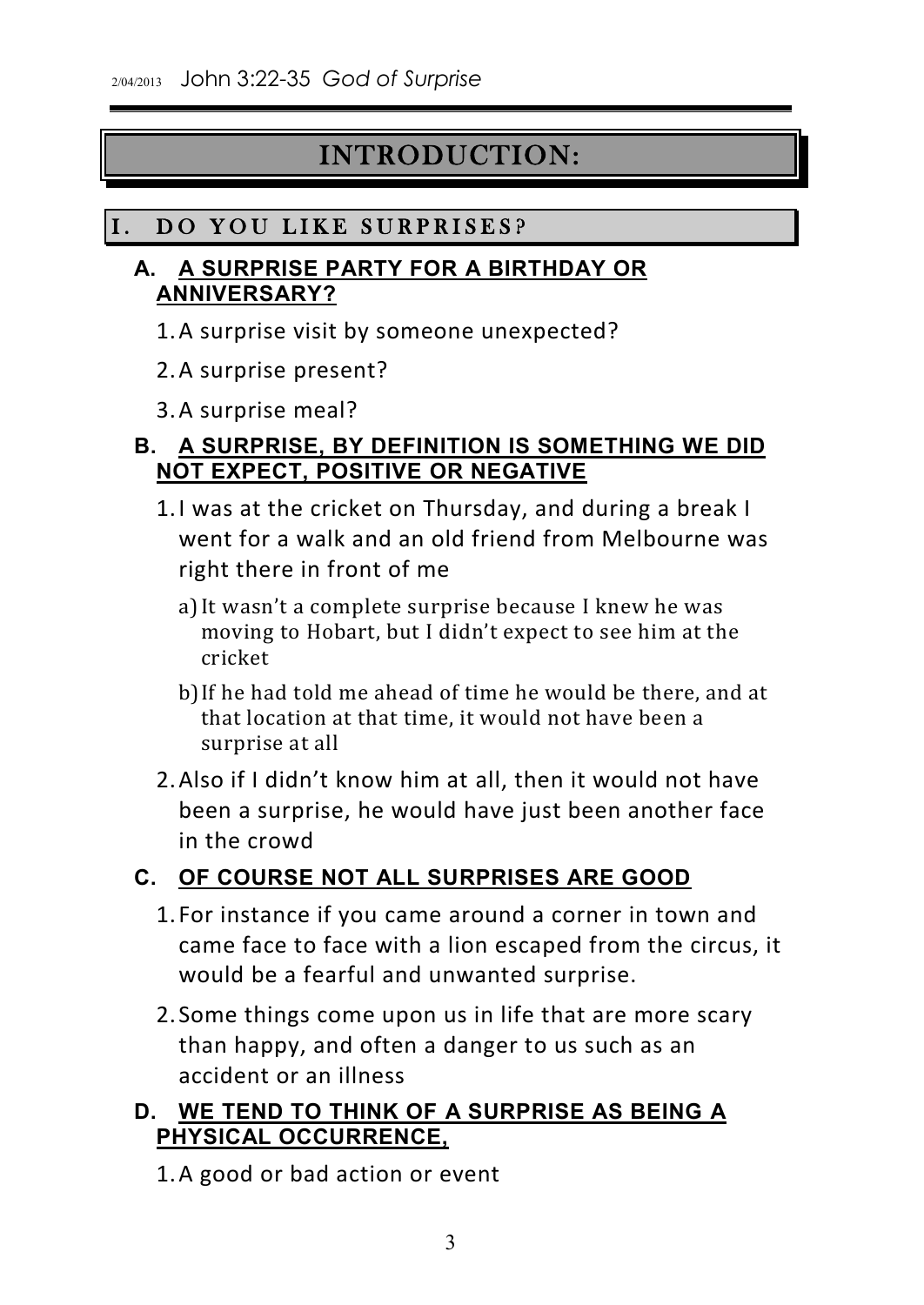# INTRODUCTION:

## I. DO YOU LIKE SURPRISES?

### A. A SURPRISE PARTY FOR A BIRTHDAY OR ANNIVERSARY?

1. A surprise visit by someone unexpected?
2. A surprise present?
3. A surprise meal?

### B. A SURPRISE, BY DEFINITION IS SOMETHING WE DID NOT EXPECT, POSITIVE OR NEGATIVE

1. I was at the cricket on Thursday, and during a break I went for a walk and an old friend from Melbourne was right there in front of me
   a) It wasn't a complete surprise because I knew he was moving to Hobart, but I didn't expect to see him at the cricket
   b) If he had told me ahead of time he would be there, and at that location at that time, it would not have been a surprise at all
2. Also if I didn't know him at all, then it would not have been a surprise, he would have just been another face in the crowd

### C. OF COURSE NOT ALL SURPRISES ARE GOOD

1. For instance if you came around a corner in town and came face to face with a lion escaped from the circus, it would be a fearful and unwanted surprise.
2. Some things come upon us in life that are more scary than happy, and often a danger to us such as an accident or an illness

### D. WE TEND TO THINK OF A SURPRISE AS BEING A PHYSICAL OCCURRENCE,

1. A good or bad action or event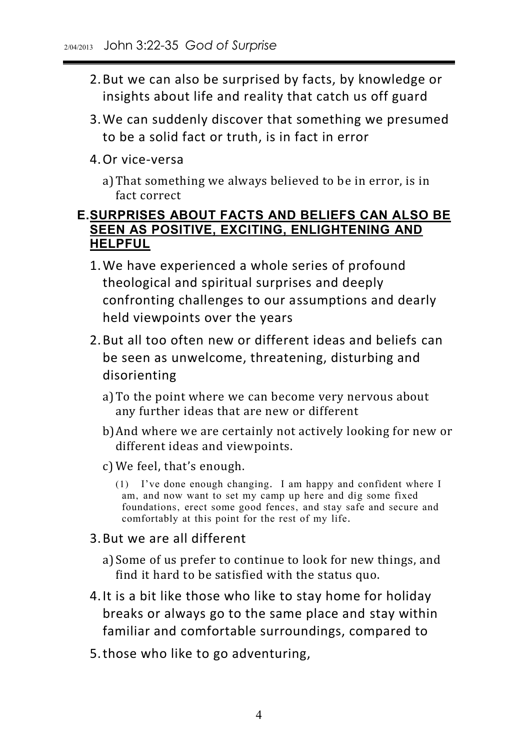2. But we can also be surprised by facts, by knowledge or insights about life and reality that catch us off guard
3. We can suddenly discover that something we presumed to be a solid fact or truth, is in fact in error
4. Or vice-versa
    a) That something we always believed to be in error, is in fact correct

## E. SURPRISES ABOUT FACTS AND BELIEFS CAN ALSO BE SEEN AS POSITIVE, EXCITING, ENLIGHTENING AND HELPFUL

1. We have experienced a whole series of profound theological and spiritual surprises and deeply confronting challenges to our assumptions and dearly held viewpoints over the years
2. But all too often new or different ideas and beliefs can be seen as unwelcome, threatening, disturbing and disorienting
    a) To the point where we can become very nervous about any further ideas that are new or different
    b) And where we are certainly not actively looking for new or different ideas and viewpoints.
    c) We feel, that's enough.
        (1) I've done enough changing. I am happy and confident where I am, and now want to set my camp up here and dig some fixed foundations, erect some good fences, and stay safe and secure and comfortably at this point for the rest of my life.
3. But we are all different
    a) Some of us prefer to continue to look for new things, and find it hard to be satisfied with the status quo.
4. It is a bit like those who like to stay home for holiday breaks or always go to the same place and stay within familiar and comfortable surroundings, compared to
5. those who like to go adventuring,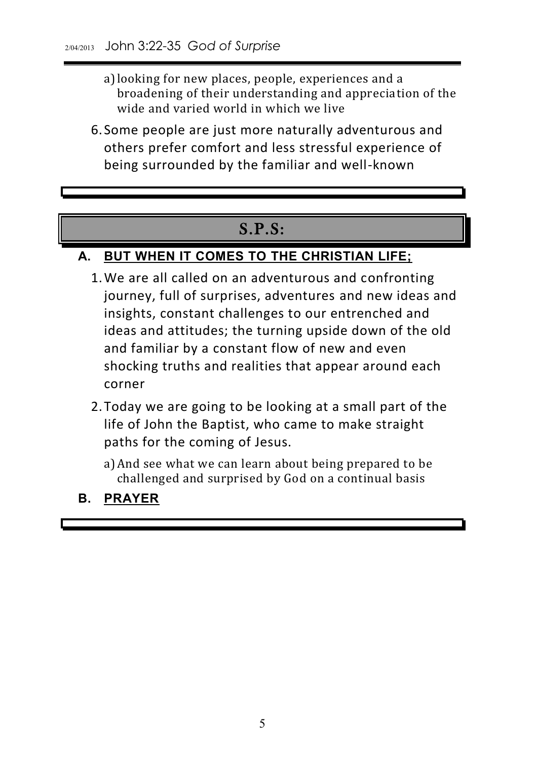a) looking for new places, people, experiences and a broadening of their understanding and appreciation of the wide and varied world in which we live

6. Some people are just more naturally adventurous and others prefer comfort and less stressful experience of being surrounded by the familiar and well-known

## S.P.S:

### A. BUT WHEN IT COMES TO THE CHRISTIAN LIFE;

1. We are all called on an adventurous and confronting journey, full of surprises, adventures and new ideas and insights, constant challenges to our entrenched and ideas and attitudes; the turning upside down of the old and familiar by a constant flow of new and even shocking truths and realities that appear around each corner

2. Today we are going to be looking at a small part of the life of John the Baptist, who came to make straight paths for the coming of Jesus.

   a) And see what we can learn about being prepared to be challenged and surprised by God on a continual basis

### B. PRAYER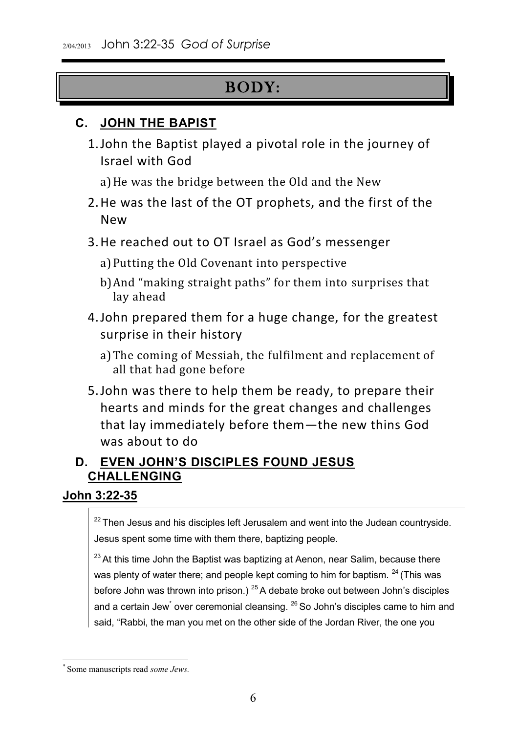# BODY:

## C. JOHN THE BAPIST

1. John the Baptist played a pivotal role in the journey of Israel with God
   a) He was the bridge between the Old and the New
2. He was the last of the OT prophets, and the first of the New
3. He reached out to OT Israel as God's messenger
   a) Putting the Old Covenant into perspective
   b) And "making straight paths" for them into surprises that lay ahead
4. John prepared them for a huge change, for the greatest surprise in their history
   a) The coming of Messiah, the fulfilment and replacement of all that had gone before
5. John was there to help them be ready, to prepare their hearts and minds for the great changes and challenges that lay immediately before them—the new thins God was about to do

## D. EVEN JOHN'S DISCIPLES FOUND JESUS CHALLENGING

### John 3:22-35

> [22] Then Jesus and his disciples left Jerusalem and went into the Judean countryside. Jesus spent some time with them there, baptizing people.
>
> [23] At this time John the Baptist was baptizing at Aenon, near Salim, because there was plenty of water there; and people kept coming to him for baptism. [24] (This was before John was thrown into prison.) [25] A debate broke out between John's disciples and a certain Jew[*] over ceremonial cleansing. [26] So John's disciples came to him and said, "Rabbi, the man you met on the other side of the Jordan River, the one you

[*] Some manuscripts read *some Jews.*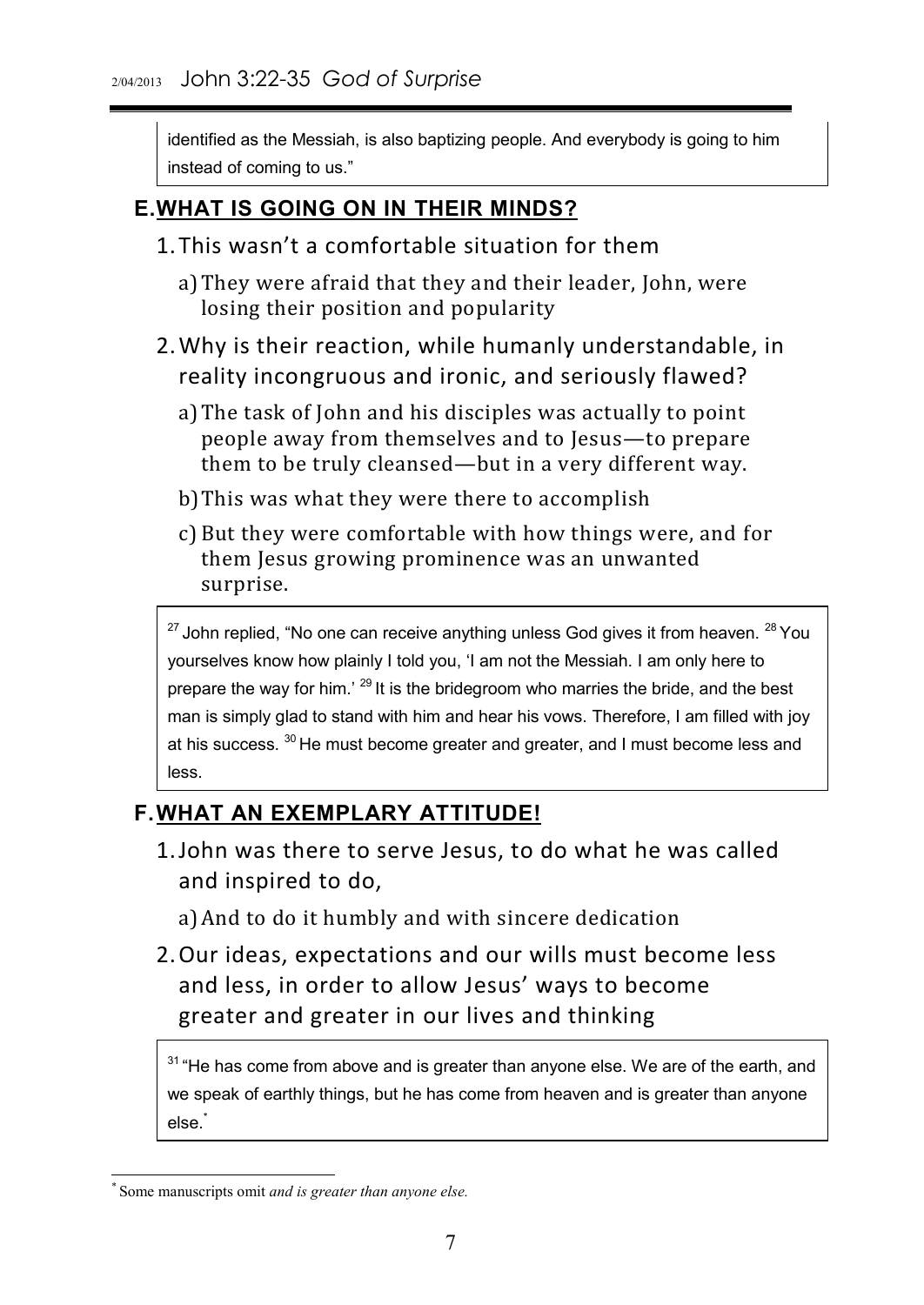identified as the Messiah, is also baptizing people. And everybody is going to him instead of coming to us."

## E. WHAT IS GOING ON IN THEIR MINDS?

1. This wasn't a comfortable situation for them
   a) They were afraid that they and their leader, John, were losing their position and popularity
2. Why is their reaction, while humanly understandable, in reality incongruous and ironic, and seriously flawed?
   a) The task of John and his disciples was actually to point people away from themselves and to Jesus—to prepare them to be truly cleansed—but in a very different way.
   b) This was what they were there to accomplish
   c) But they were comfortable with how things were, and for them Jesus growing prominence was an unwanted surprise.

> [27] John replied, "No one can receive anything unless God gives it from heaven. [28] You yourselves know how plainly I told you, 'I am not the Messiah. I am only here to prepare the way for him.' [29] It is the bridegroom who marries the bride, and the best man is simply glad to stand with him and hear his vows. Therefore, I am filled with joy at his success. [30] He must become greater and greater, and I must become less and less.

## F. WHAT AN EXEMPLARY ATTITUDE!

1. John was there to serve Jesus, to do what he was called and inspired to do,
   a) And to do it humbly and with sincere dedication
2. Our ideas, expectations and our wills must become less and less, in order to allow Jesus' ways to become greater and greater in our lives and thinking

> [31] "He has come from above and is greater than anyone else. We are of the earth, and we speak of earthly things, but he has come from heaven and is greater than anyone else.[*]

[*] Some manuscripts omit *and is greater than anyone else.*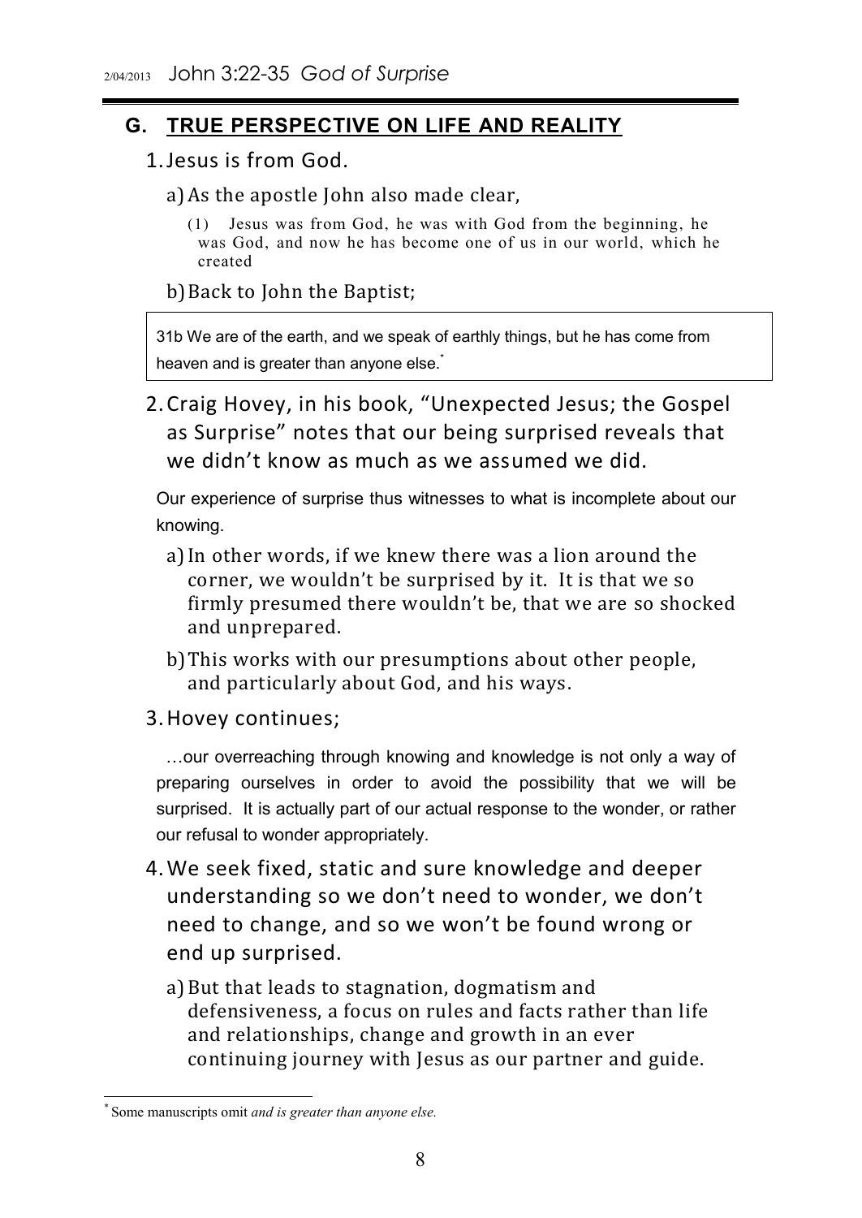## G. TRUE PERSPECTIVE ON LIFE AND REALITY

1. Jesus is from God.

   a) As the apostle John also made clear,

      (1) Jesus was from God, he was with God from the beginning, he was God, and now he has become one of us in our world, which he created

   b) Back to John the Baptist;

> 31b We are of the earth, and we speak of earthly things, but he has come from heaven and is greater than anyone else.*

2. Craig Hovey, in his book, "Unexpected Jesus; the Gospel as Surprise" notes that our being surprised reveals that we didn't know as much as we assumed we did.

   Our experience of surprise thus witnesses to what is incomplete about our knowing.

   a) In other words, if we knew there was a lion around the corner, we wouldn't be surprised by it. It is that we so firmly presumed there wouldn't be, that we are so shocked and unprepared.

   b) This works with our presumptions about other people, and particularly about God, and his ways.

3. Hovey continues;

   …our overreaching through knowing and knowledge is not only a way of preparing ourselves in order to avoid the possibility that we will be surprised. It is actually part of our actual response to the wonder, or rather our refusal to wonder appropriately.

4. We seek fixed, static and sure knowledge and deeper understanding so we don't need to wonder, we don't need to change, and so we won't be found wrong or end up surprised.

   a) But that leads to stagnation, dogmatism and defensiveness, a focus on rules and facts rather than life and relationships, change and growth in an ever continuing journey with Jesus as our partner and guide.

---

* Some manuscripts omit *and is greater than anyone else.*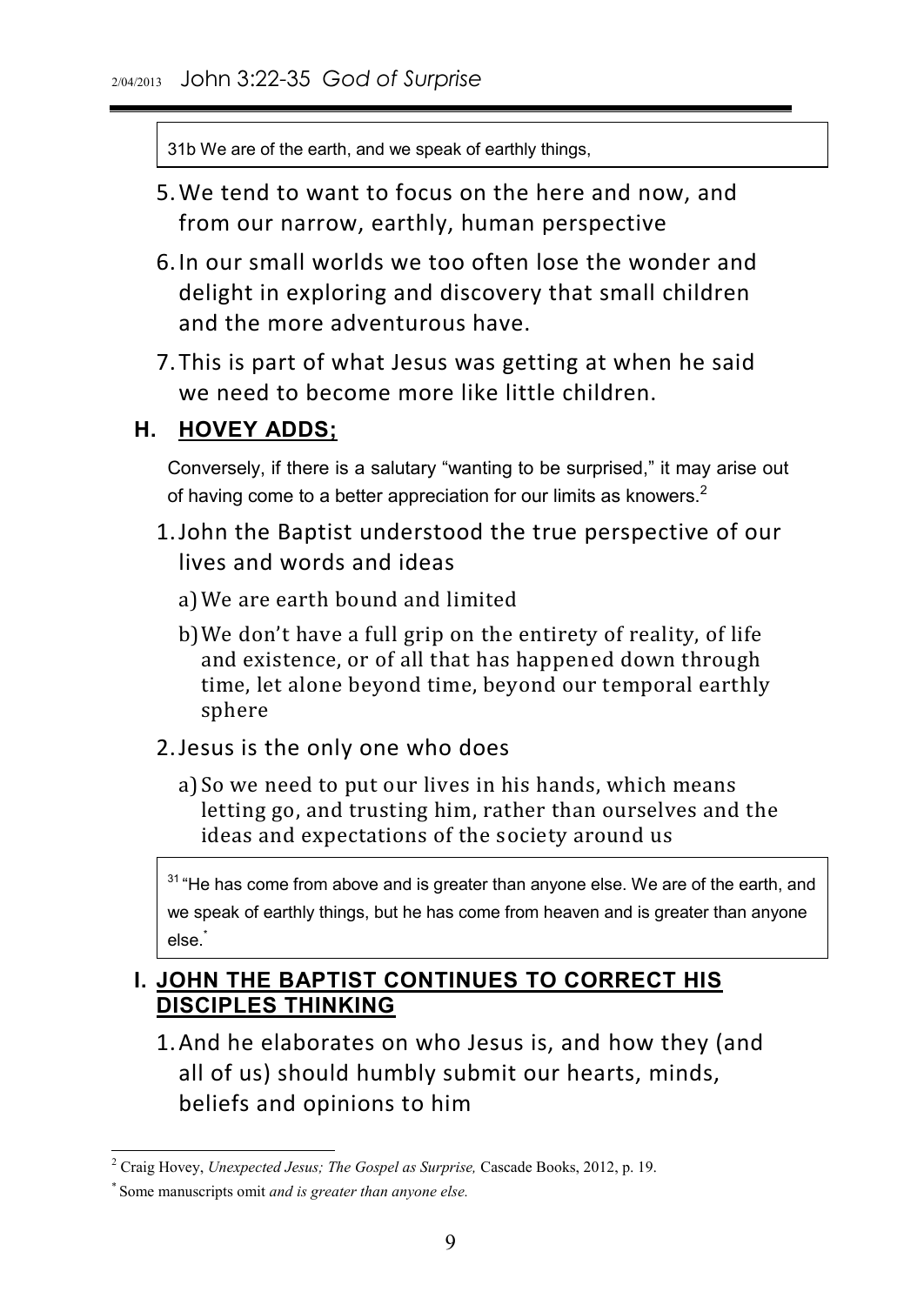> 31b We are of the earth, and we speak of earthly things,

5. We tend to want to focus on the here and now, and from our narrow, earthly, human perspective
6. In our small worlds we too often lose the wonder and delight in exploring and discovery that small children and the more adventurous have.
7. This is part of what Jesus was getting at when he said we need to become more like little children.

## H. HOVEY ADDS;

Conversely, if there is a salutary "wanting to be surprised," it may arise out of having come to a better appreciation for our limits as knowers.[2]

1. John the Baptist understood the true perspective of our lives and words and ideas
   a) We are earth bound and limited
   b) We don't have a full grip on the entirety of reality, of life and existence, or of all that has happened down through time, let alone beyond time, beyond our temporal earthly sphere
2. Jesus is the only one who does
   a) So we need to put our lives in his hands, which means letting go, and trusting him, rather than ourselves and the ideas and expectations of the society around us

> [31] "He has come from above and is greater than anyone else. We are of the earth, and we speak of earthly things, but he has come from heaven and is greater than anyone else.*

## I. JOHN THE BAPTIST CONTINUES TO CORRECT HIS DISCIPLES THINKING

1. And he elaborates on who Jesus is, and how they (and all of us) should humbly submit our hearts, minds, beliefs and opinions to him

---

[2] Craig Hovey, *Unexpected Jesus; The Gospel as Surprise,* Cascade Books, 2012, p. 19.

* Some manuscripts omit *and is greater than anyone else.*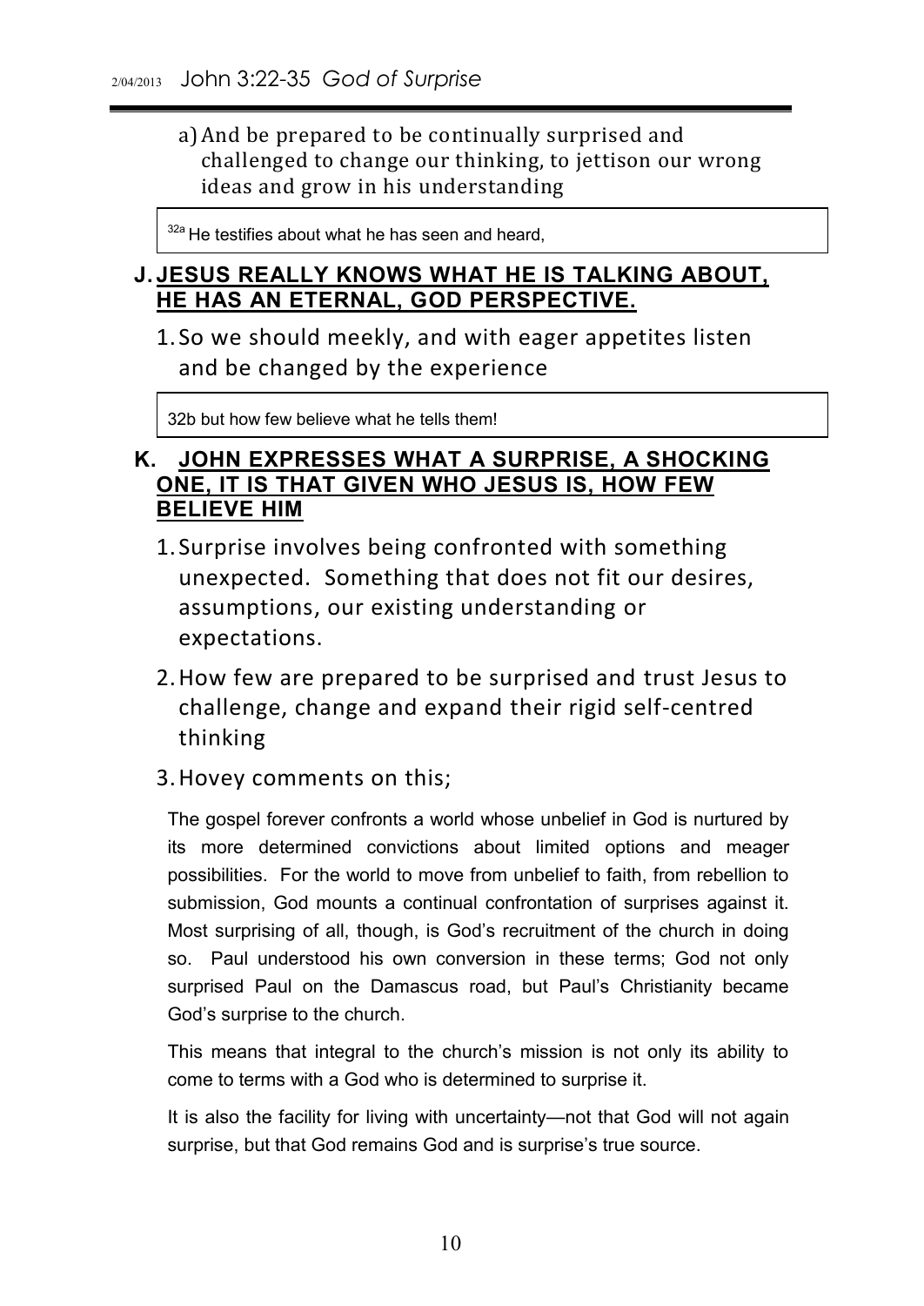a) And be prepared to be continually surprised and challenged to change our thinking, to jettison our wrong ideas and grow in his understanding

> [32a] He testifies about what he has seen and heard,

## J. JESUS REALLY KNOWS WHAT HE IS TALKING ABOUT, HE HAS AN ETERNAL, GOD PERSPECTIVE.

1. So we should meekly, and with eager appetites listen and be changed by the experience

> 32b but how few believe what he tells them!

## K. JOHN EXPRESSES WHAT A SURPRISE, A SHOCKING ONE, IT IS THAT GIVEN WHO JESUS IS, HOW FEW BELIEVE HIM

1. Surprise involves being confronted with something unexpected. Something that does not fit our desires, assumptions, our existing understanding or expectations.
2. How few are prepared to be surprised and trust Jesus to challenge, change and expand their rigid self-centred thinking
3. Hovey comments on this;

> The gospel forever confronts a world whose unbelief in God is nurtured by its more determined convictions about limited options and meager possibilities. For the world to move from unbelief to faith, from rebellion to submission, God mounts a continual confrontation of surprises against it. Most surprising of all, though, is God's recruitment of the church in doing so. Paul understood his own conversion in these terms; God not only surprised Paul on the Damascus road, but Paul's Christianity became God's surprise to the church.
>
> This means that integral to the church's mission is not only its ability to come to terms with a God who is determined to surprise it.
>
> It is also the facility for living with uncertainty—not that God will not again surprise, but that God remains God and is surprise's true source.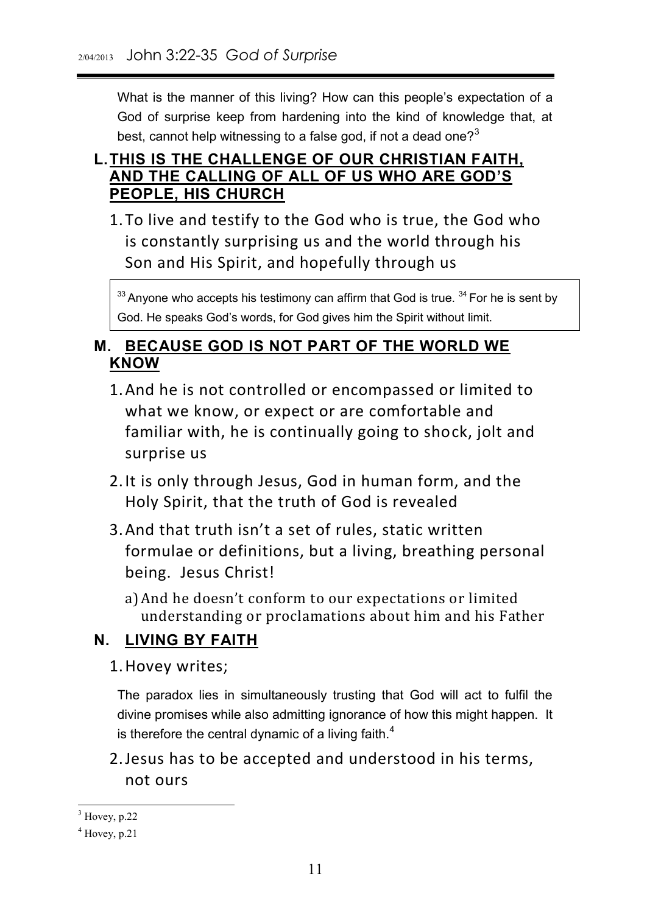What is the manner of this living? How can this people's expectation of a God of surprise keep from hardening into the kind of knowledge that, at best, cannot help witnessing to a false god, if not a dead one?[3]

## L. THIS IS THE CHALLENGE OF OUR CHRISTIAN FAITH, AND THE CALLING OF ALL OF US WHO ARE GOD'S PEOPLE, HIS CHURCH

1. To live and testify to the God who is true, the God who is constantly surprising us and the world through his Son and His Spirit, and hopefully through us

> [33] Anyone who accepts his testimony can affirm that God is true. [34] For he is sent by God. He speaks God's words, for God gives him the Spirit without limit.

## M. BECAUSE GOD IS NOT PART OF THE WORLD WE KNOW

1. And he is not controlled or encompassed or limited to what we know, or expect or are comfortable and familiar with, he is continually going to shock, jolt and surprise us
2. It is only through Jesus, God in human form, and the Holy Spirit, that the truth of God is revealed
3. And that truth isn't a set of rules, static written formulae or definitions, but a living, breathing personal being. Jesus Christ!
   a) And he doesn't conform to our expectations or limited understanding or proclamations about him and his Father

## N. LIVING BY FAITH

1. Hovey writes;

   The paradox lies in simultaneously trusting that God will act to fulfil the divine promises while also admitting ignorance of how this might happen. It is therefore the central dynamic of a living faith.[4]

2. Jesus has to be accepted and understood in his terms, not ours

---

[3] Hovey, p.22

[4] Hovey, p.21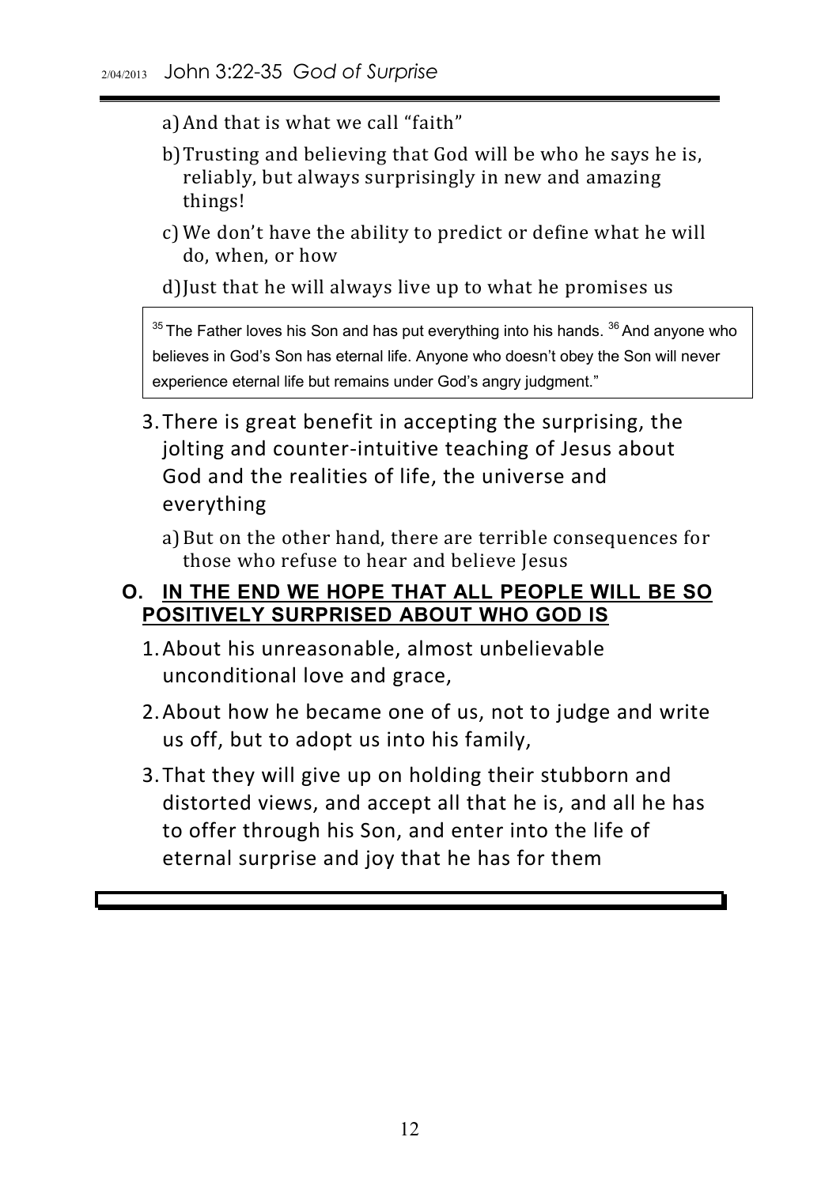a) And that is what we call "faith"

b) Trusting and believing that God will be who he says he is, reliably, but always surprisingly in new and amazing things!

c) We don't have the ability to predict or define what he will do, when, or how

d) Just that he will always live up to what he promises us

> [35] The Father loves his Son and has put everything into his hands. [36] And anyone who believes in God's Son has eternal life. Anyone who doesn't obey the Son will never experience eternal life but remains under God's angry judgment."

3. There is great benefit in accepting the surprising, the jolting and counter-intuitive teaching of Jesus about God and the realities of life, the universe and everything

   a) But on the other hand, there are terrible consequences for those who refuse to hear and believe Jesus

## O. IN THE END WE HOPE THAT ALL PEOPLE WILL BE SO POSITIVELY SURPRISED ABOUT WHO GOD IS

1. About his unreasonable, almost unbelievable unconditional love and grace,
2. About how he became one of us, not to judge and write us off, but to adopt us into his family,
3. That they will give up on holding their stubborn and distorted views, and accept all that he is, and all he has to offer through his Son, and enter into the life of eternal surprise and joy that he has for them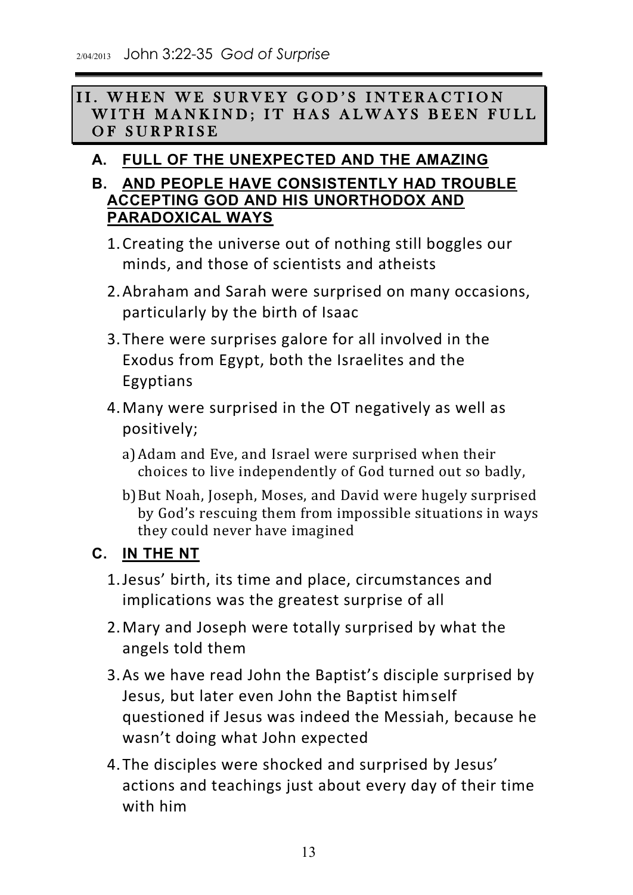## II. WHEN WE SURVEY GOD'S INTERACTION WITH MANKIND; IT HAS ALWAYS BEEN FULL OF SURPRISE

### A. FULL OF THE UNEXPECTED AND THE AMAZING

### B. AND PEOPLE HAVE CONSISTENTLY HAD TROUBLE ACCEPTING GOD AND HIS UNORTHODOX AND PARADOXICAL WAYS

1. Creating the universe out of nothing still boggles our minds, and those of scientists and atheists
2. Abraham and Sarah were surprised on many occasions, particularly by the birth of Isaac
3. There were surprises galore for all involved in the Exodus from Egypt, both the Israelites and the Egyptians
4. Many were surprised in the OT negatively as well as positively;
   a) Adam and Eve, and Israel were surprised when their choices to live independently of God turned out so badly,
   b) But Noah, Joseph, Moses, and David were hugely surprised by God's rescuing them from impossible situations in ways they could never have imagined

### C. IN THE NT

1. Jesus' birth, its time and place, circumstances and implications was the greatest surprise of all
2. Mary and Joseph were totally surprised by what the angels told them
3. As we have read John the Baptist's disciple surprised by Jesus, but later even John the Baptist himself questioned if Jesus was indeed the Messiah, because he wasn't doing what John expected
4. The disciples were shocked and surprised by Jesus' actions and teachings just about every day of their time with him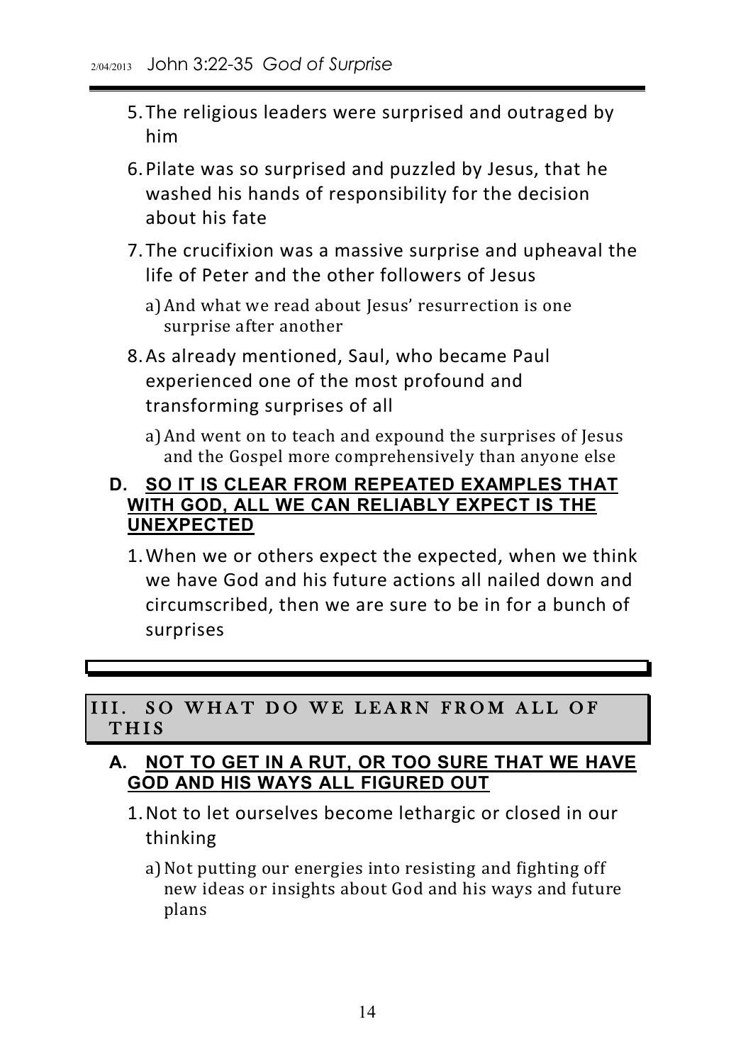5. The religious leaders were surprised and outraged by him

6. Pilate was so surprised and puzzled by Jesus, that he washed his hands of responsibility for the decision about his fate

7. The crucifixion was a massive surprise and upheaval the life of Peter and the other followers of Jesus

   a) And what we read about Jesus' resurrection is one surprise after another

8. As already mentioned, Saul, who became Paul experienced one of the most profound and transforming surprises of all

   a) And went on to teach and expound the surprises of Jesus and the Gospel more comprehensively than anyone else

### D. SO IT IS CLEAR FROM REPEATED EXAMPLES THAT WITH GOD, ALL WE CAN RELIABLY EXPECT IS THE UNEXPECTED

1. When we or others expect the expected, when we think we have God and his future actions all nailed down and circumscribed, then we are sure to be in for a bunch of surprises

## III. SO WHAT DO WE LEARN FROM ALL OF THIS

### A. NOT TO GET IN A RUT, OR TOO SURE THAT WE HAVE GOD AND HIS WAYS ALL FIGURED OUT

1. Not to let ourselves become lethargic or closed in our thinking

   a) Not putting our energies into resisting and fighting off new ideas or insights about God and his ways and future plans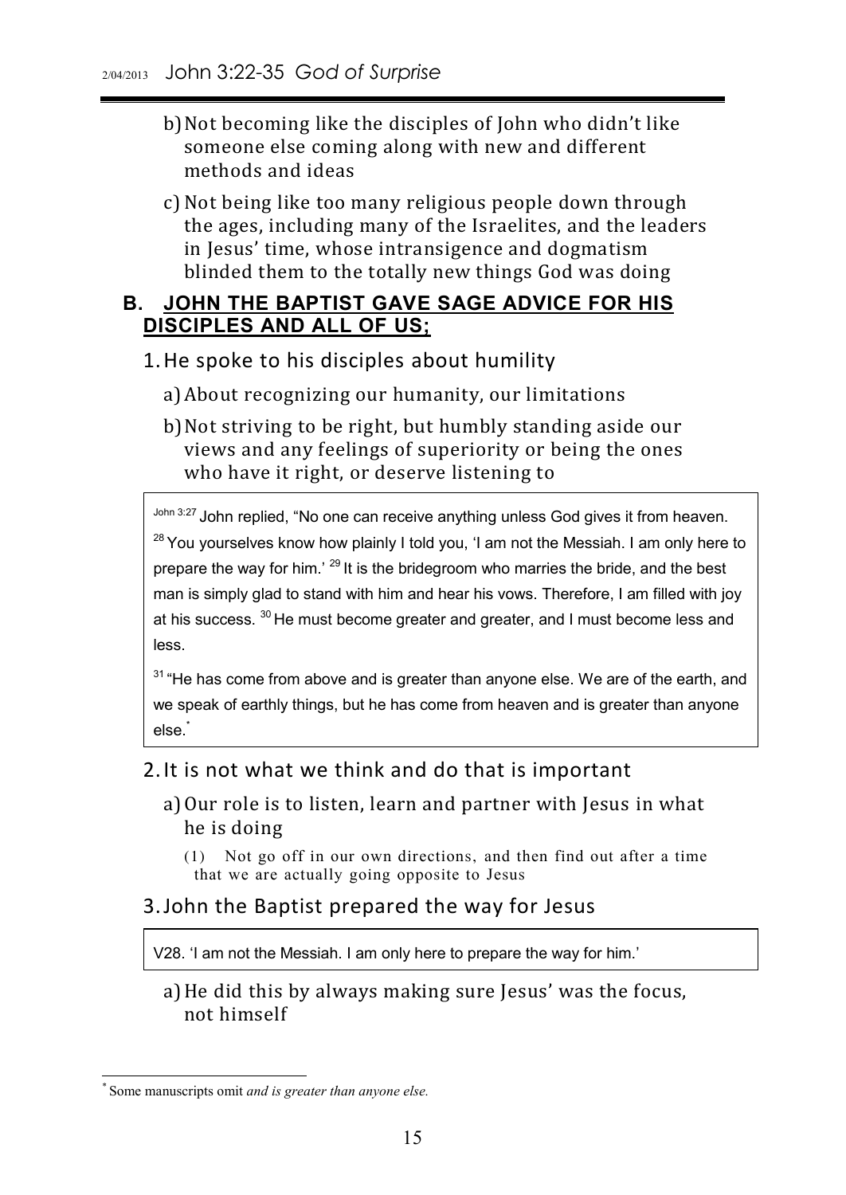b) Not becoming like the disciples of John who didn't like someone else coming along with new and different methods and ideas

c) Not being like too many religious people down through the ages, including many of the Israelites, and the leaders in Jesus' time, whose intransigence and dogmatism blinded them to the totally new things God was doing

## B. JOHN THE BAPTIST GAVE SAGE ADVICE FOR HIS DISCIPLES AND ALL OF US;

1. He spoke to his disciples about humility

   a) About recognizing our humanity, our limitations

   b) Not striving to be right, but humbly standing aside our views and any feelings of superiority or being the ones who have it right, or deserve listening to

> John 3:27 John replied, "No one can receive anything unless God gives it from heaven. [28] You yourselves know how plainly I told you, 'I am not the Messiah. I am only here to prepare the way for him.' [29] It is the bridegroom who marries the bride, and the best man is simply glad to stand with him and hear his vows. Therefore, I am filled with joy at his success. [30] He must become greater and greater, and I must become less and less.
>
> [31] "He has come from above and is greater than anyone else. We are of the earth, and we speak of earthly things, but he has come from heaven and is greater than anyone else.*

2. It is not what we think and do that is important

   a) Our role is to listen, learn and partner with Jesus in what he is doing

      (1) Not go off in our own directions, and then find out after a time that we are actually going opposite to Jesus

3. John the Baptist prepared the way for Jesus

> V28. 'I am not the Messiah. I am only here to prepare the way for him.'

   a) He did this by always making sure Jesus' was the focus, not himself

---

* Some manuscripts omit *and is greater than anyone else.*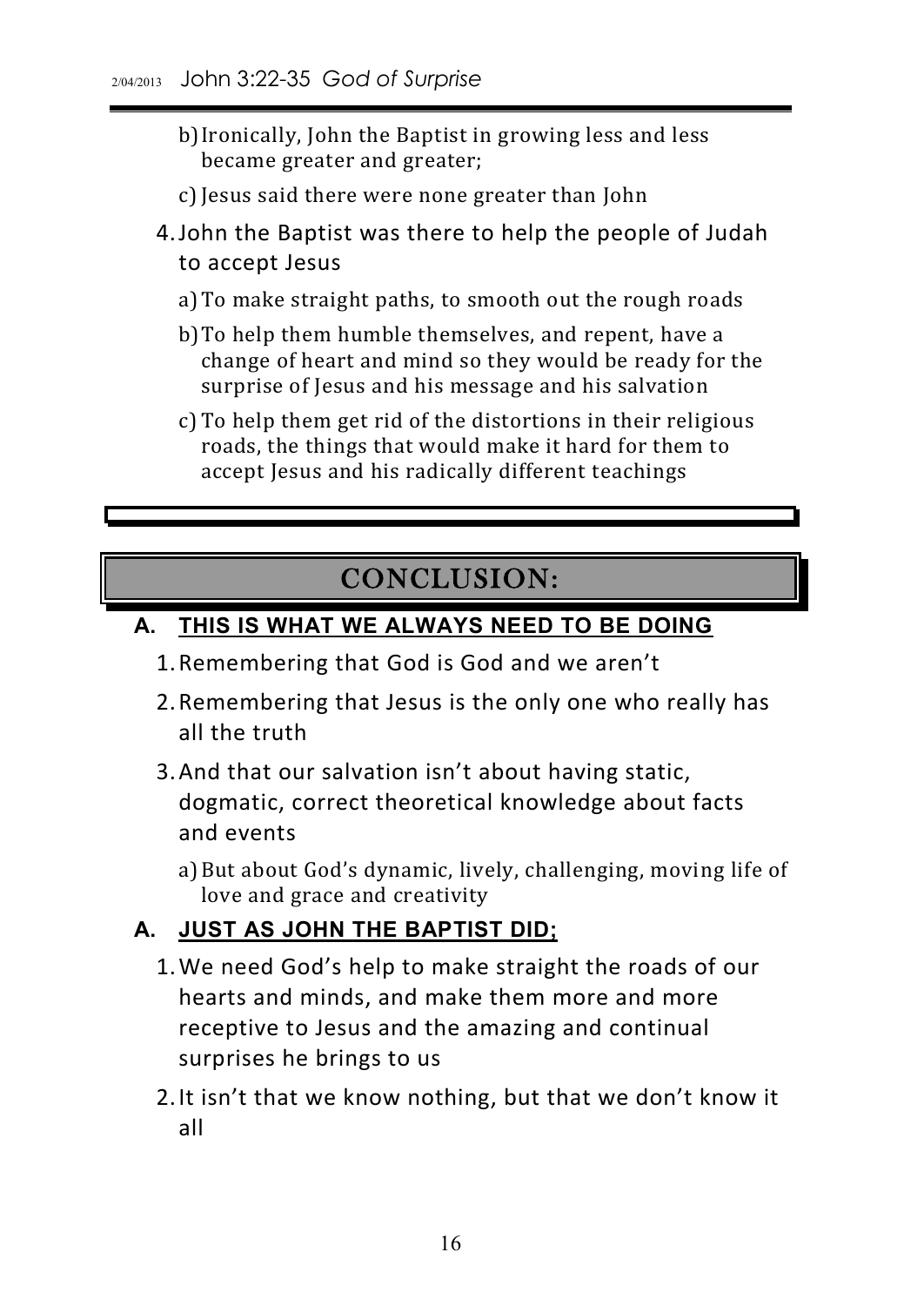b) Ironically, John the Baptist in growing less and less became greater and greater;

c) Jesus said there were none greater than John

4. John the Baptist was there to help the people of Judah to accept Jesus

   a) To make straight paths, to smooth out the rough roads

   b) To help them humble themselves, and repent, have a change of heart and mind so they would be ready for the surprise of Jesus and his message and his salvation

   c) To help them get rid of the distortions in their religious roads, the things that would make it hard for them to accept Jesus and his radically different teachings

## CONCLUSION:

### A. THIS IS WHAT WE ALWAYS NEED TO BE DOING

1. Remembering that God is God and we aren't
2. Remembering that Jesus is the only one who really has all the truth
3. And that our salvation isn't about having static, dogmatic, correct theoretical knowledge about facts and events
   a) But about God's dynamic, lively, challenging, moving life of love and grace and creativity

### A. JUST AS JOHN THE BAPTIST DID;

1. We need God's help to make straight the roads of our hearts and minds, and make them more and more receptive to Jesus and the amazing and continual surprises he brings to us
2. It isn't that we know nothing, but that we don't know it all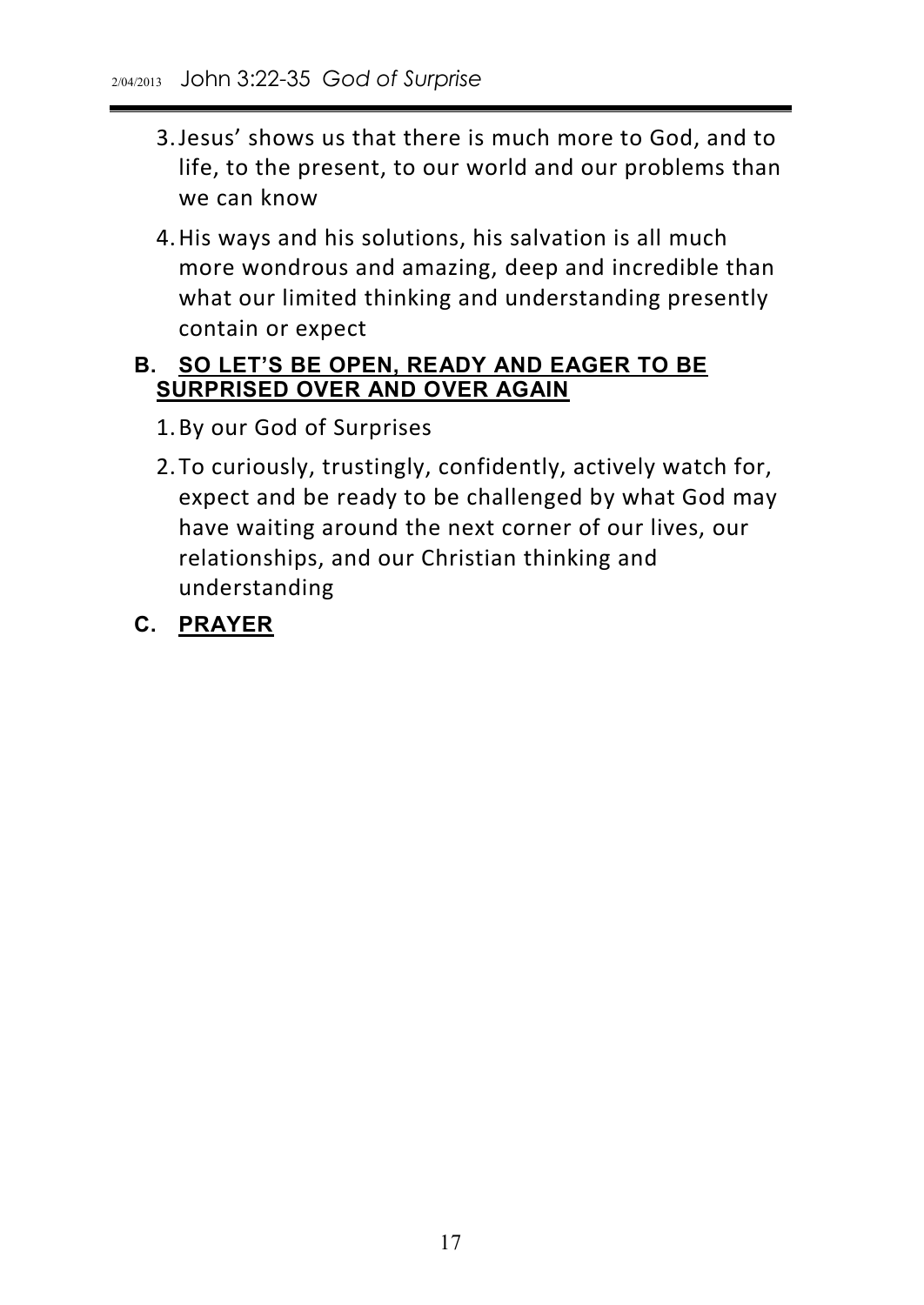3. Jesus' shows us that there is much more to God, and to life, to the present, to our world and our problems than we can know
4. His ways and his solutions, his salvation is all much more wondrous and amazing, deep and incredible than what our limited thinking and understanding presently contain or expect

**B. <u>SO LET'S BE OPEN, READY AND EAGER TO BE SURPRISED OVER AND OVER AGAIN</u>**

1. By our God of Surprises
2. To curiously, trustingly, confidently, actively watch for, expect and be ready to be challenged by what God may have waiting around the next corner of our lives, our relationships, and our Christian thinking and understanding

**C. <u>PRAYER</u>**